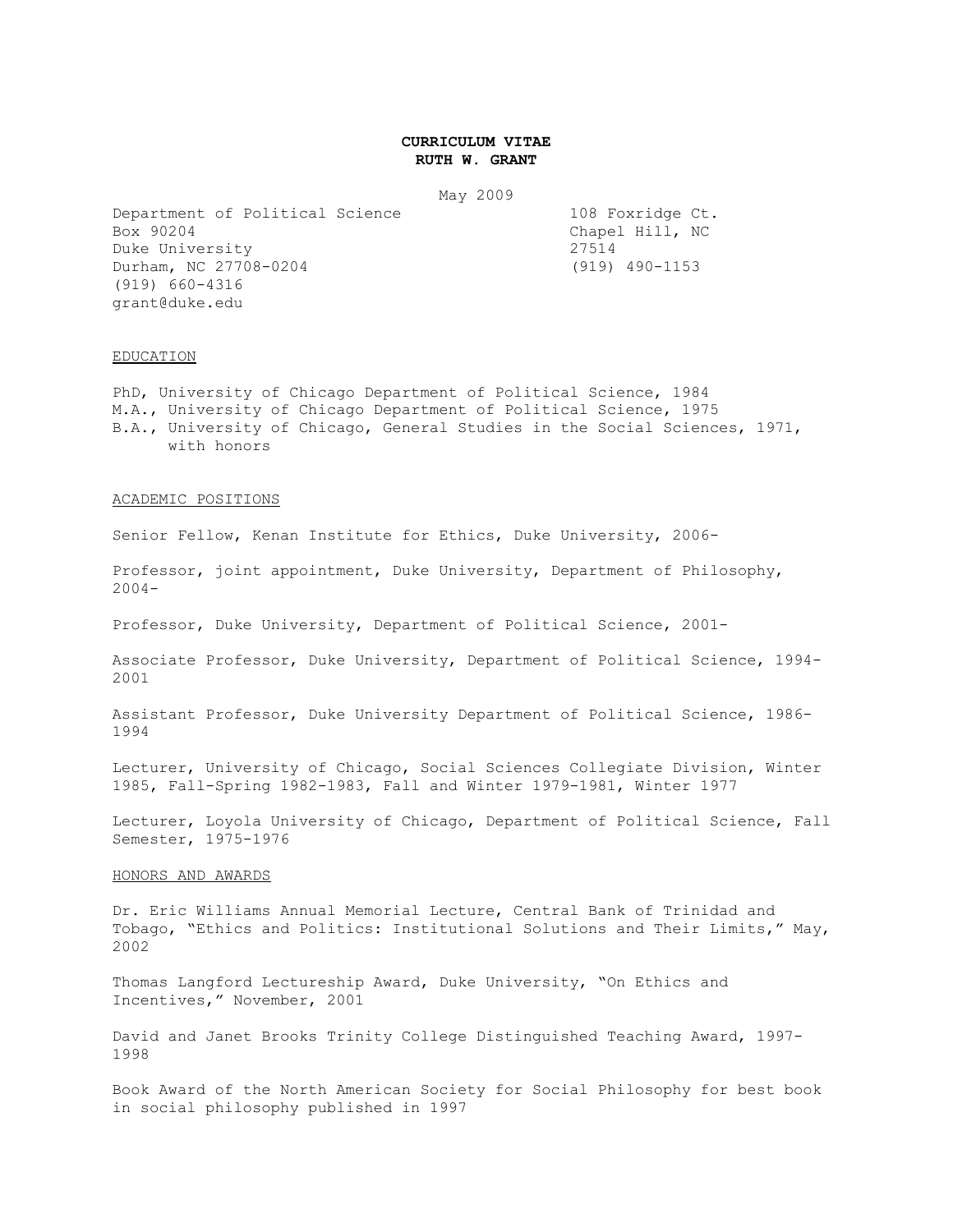# CURRICULUM VITAE
# RUTH W. GRANT

May 2009

Department of Political Science
Box 90204
Duke University
Durham, NC 27708-0204
(919) 660-4316
grant@duke.edu

108 Foxridge Ct.
Chapel Hill, NC
27514
(919) 490-1153

## EDUCATION

PhD, University of Chicago Department of Political Science, 1984
M.A., University of Chicago Department of Political Science, 1975
B.A., University of Chicago, General Studies in the Social Sciences, 1971, with honors

## ACADEMIC POSITIONS

Senior Fellow, Kenan Institute for Ethics, Duke University, 2006-

Professor, joint appointment, Duke University, Department of Philosophy, 2004-

Professor, Duke University, Department of Political Science, 2001-

Associate Professor, Duke University, Department of Political Science, 1994-2001

Assistant Professor, Duke University Department of Political Science, 1986-1994

Lecturer, University of Chicago, Social Sciences Collegiate Division, Winter 1985, Fall-Spring 1982-1983, Fall and Winter 1979-1981, Winter 1977

Lecturer, Loyola University of Chicago, Department of Political Science, Fall Semester, 1975-1976

## HONORS AND AWARDS

Dr. Eric Williams Annual Memorial Lecture, Central Bank of Trinidad and Tobago, "Ethics and Politics: Institutional Solutions and Their Limits," May, 2002

Thomas Langford Lectureship Award, Duke University, "On Ethics and Incentives," November, 2001

David and Janet Brooks Trinity College Distinguished Teaching Award, 1997-1998

Book Award of the North American Society for Social Philosophy for best book in social philosophy published in 1997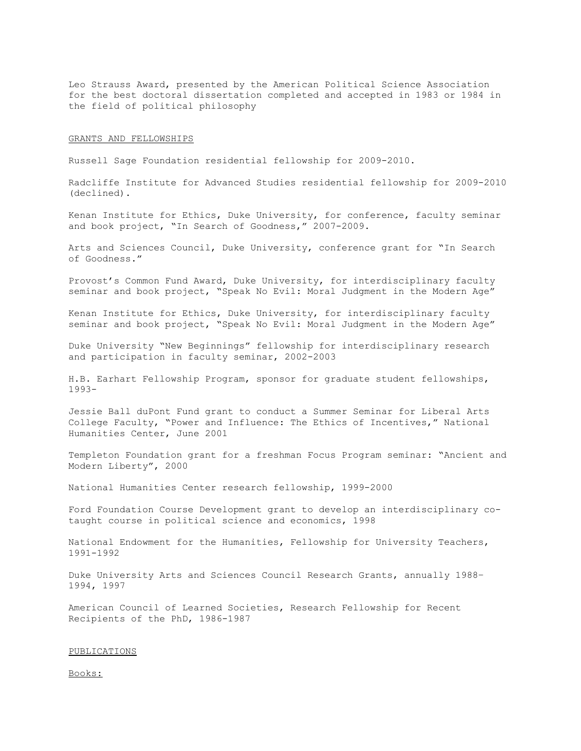Leo Strauss Award, presented by the American Political Science Association for the best doctoral dissertation completed and accepted in 1983 or 1984 in the field of political philosophy

## GRANTS AND FELLOWSHIPS

Russell Sage Foundation residential fellowship for 2009-2010.

Radcliffe Institute for Advanced Studies residential fellowship for 2009-2010 (declined).

Kenan Institute for Ethics, Duke University, for conference, faculty seminar and book project, "In Search of Goodness," 2007-2009.

Arts and Sciences Council, Duke University, conference grant for "In Search of Goodness."

Provost's Common Fund Award, Duke University, for interdisciplinary faculty seminar and book project, "Speak No Evil: Moral Judgment in the Modern Age"

Kenan Institute for Ethics, Duke University, for interdisciplinary faculty seminar and book project, "Speak No Evil: Moral Judgment in the Modern Age"

Duke University "New Beginnings" fellowship for interdisciplinary research and participation in faculty seminar, 2002-2003

H.B. Earhart Fellowship Program, sponsor for graduate student fellowships, 1993-

Jessie Ball duPont Fund grant to conduct a Summer Seminar for Liberal Arts College Faculty, "Power and Influence: The Ethics of Incentives," National Humanities Center, June 2001

Templeton Foundation grant for a freshman Focus Program seminar: "Ancient and Modern Liberty", 2000

National Humanities Center research fellowship, 1999-2000

Ford Foundation Course Development grant to develop an interdisciplinary co-taught course in political science and economics, 1998

National Endowment for the Humanities, Fellowship for University Teachers, 1991-1992

Duke University Arts and Sciences Council Research Grants, annually 1988-1994, 1997

American Council of Learned Societies, Research Fellowship for Recent Recipients of the PhD, 1986-1987

## PUBLICATIONS

### Books: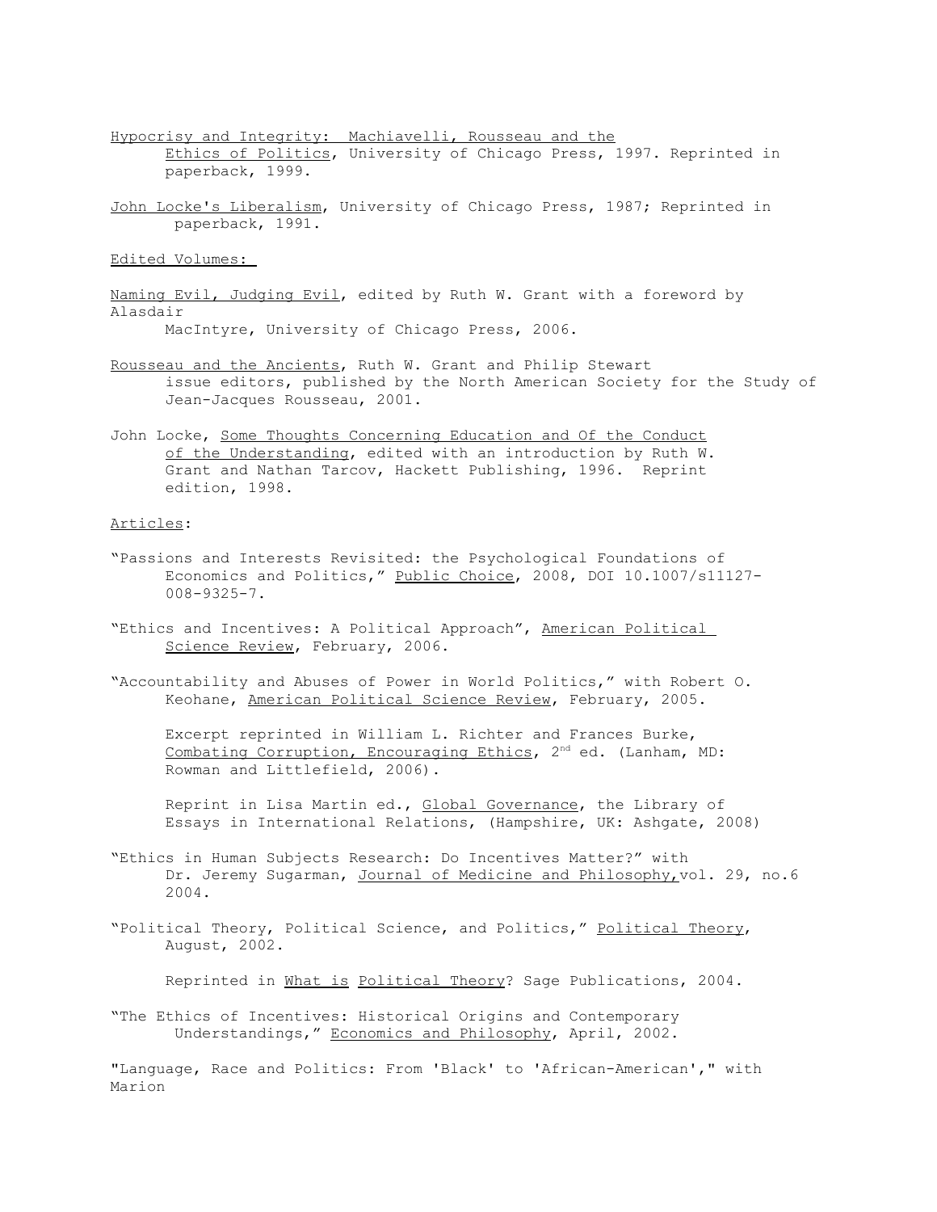Hypocrisy and Integrity: Machiavelli, Rousseau and the Ethics of Politics, University of Chicago Press, 1997. Reprinted in paperback, 1999.

John Locke's Liberalism, University of Chicago Press, 1987; Reprinted in paperback, 1991.

## Edited Volumes:

Naming Evil, Judging Evil, edited by Ruth W. Grant with a foreword by Alasdair MacIntyre, University of Chicago Press, 2006.

Rousseau and the Ancients, Ruth W. Grant and Philip Stewart issue editors, published by the North American Society for the Study of Jean-Jacques Rousseau, 2001.

John Locke, Some Thoughts Concerning Education and Of the Conduct of the Understanding, edited with an introduction by Ruth W. Grant and Nathan Tarcov, Hackett Publishing, 1996. Reprint edition, 1998.

## Articles:

"Passions and Interests Revisited: the Psychological Foundations of Economics and Politics," Public Choice, 2008, DOI 10.1007/s11127-008-9325-7.

"Ethics and Incentives: A Political Approach", American Political Science Review, February, 2006.

"Accountability and Abuses of Power in World Politics," with Robert O. Keohane, American Political Science Review, February, 2005.

Excerpt reprinted in William L. Richter and Frances Burke, Combating Corruption, Encouraging Ethics, 2nd ed. (Lanham, MD: Rowman and Littlefield, 2006).

Reprint in Lisa Martin ed., Global Governance, the Library of Essays in International Relations, (Hampshire, UK: Ashgate, 2008)

"Ethics in Human Subjects Research: Do Incentives Matter?" with Dr. Jeremy Sugarman, Journal of Medicine and Philosophy, vol. 29, no.6 2004.

"Political Theory, Political Science, and Politics," Political Theory, August, 2002.

Reprinted in What is Political Theory? Sage Publications, 2004.

"The Ethics of Incentives: Historical Origins and Contemporary Understandings," Economics and Philosophy, April, 2002.

"Language, Race and Politics: From 'Black' to 'African-American'," with Marion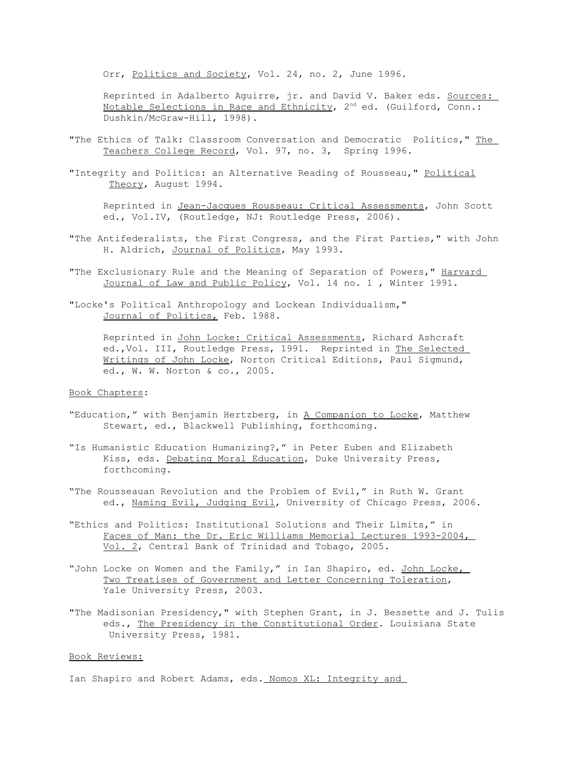Orr, Politics and Society, Vol. 24, no. 2, June 1996.

Reprinted in Adalberto Aguirre, jr. and David V. Baker eds. Sources: Notable Selections in Race and Ethnicity, 2nd ed. (Guilford, Conn.: Dushkin/McGraw-Hill, 1998).

"The Ethics of Talk: Classroom Conversation and Democratic Politics," The Teachers College Record, Vol. 97, no. 3, Spring 1996.

"Integrity and Politics: an Alternative Reading of Rousseau," Political Theory, August 1994.

Reprinted in Jean-Jacques Rousseau: Critical Assessments, John Scott ed., Vol.IV, (Routledge, NJ: Routledge Press, 2006).

"The Antifederalists, the First Congress, and the First Parties," with John H. Aldrich, Journal of Politics, May 1993.

"The Exclusionary Rule and the Meaning of Separation of Powers," Harvard Journal of Law and Public Policy, Vol. 14 no. 1 , Winter 1991.

"Locke's Political Anthropology and Lockean Individualism," Journal of Politics, Feb. 1988.

Reprinted in John Locke: Critical Assessments, Richard Ashcraft ed.,Vol. III, Routledge Press, 1991. Reprinted in The Selected Writings of John Locke, Norton Critical Editions, Paul Sigmund, ed., W. W. Norton & co., 2005.

Book Chapters:

"Education," with Benjamin Hertzberg, in A Companion to Locke, Matthew Stewart, ed., Blackwell Publishing, forthcoming.

"Is Humanistic Education Humanizing?," in Peter Euben and Elizabeth Kiss, eds. Debating Moral Education, Duke University Press, forthcoming.

"The Rousseauan Revolution and the Problem of Evil," in Ruth W. Grant ed., Naming Evil, Judging Evil, University of Chicago Press, 2006.

"Ethics and Politics: Institutional Solutions and Their Limits," in Faces of Man: the Dr. Eric Williams Memorial Lectures 1993-2004, Vol. 2, Central Bank of Trinidad and Tobago, 2005.

"John Locke on Women and the Family," in Ian Shapiro, ed. John Locke, Two Treatises of Government and Letter Concerning Toleration, Yale University Press, 2003.

"The Madisonian Presidency," with Stephen Grant, in J. Bessette and J. Tulis eds., The Presidency in the Constitutional Order. Louisiana State University Press, 1981.

Book Reviews:

Ian Shapiro and Robert Adams, eds. Nomos XL: Integrity and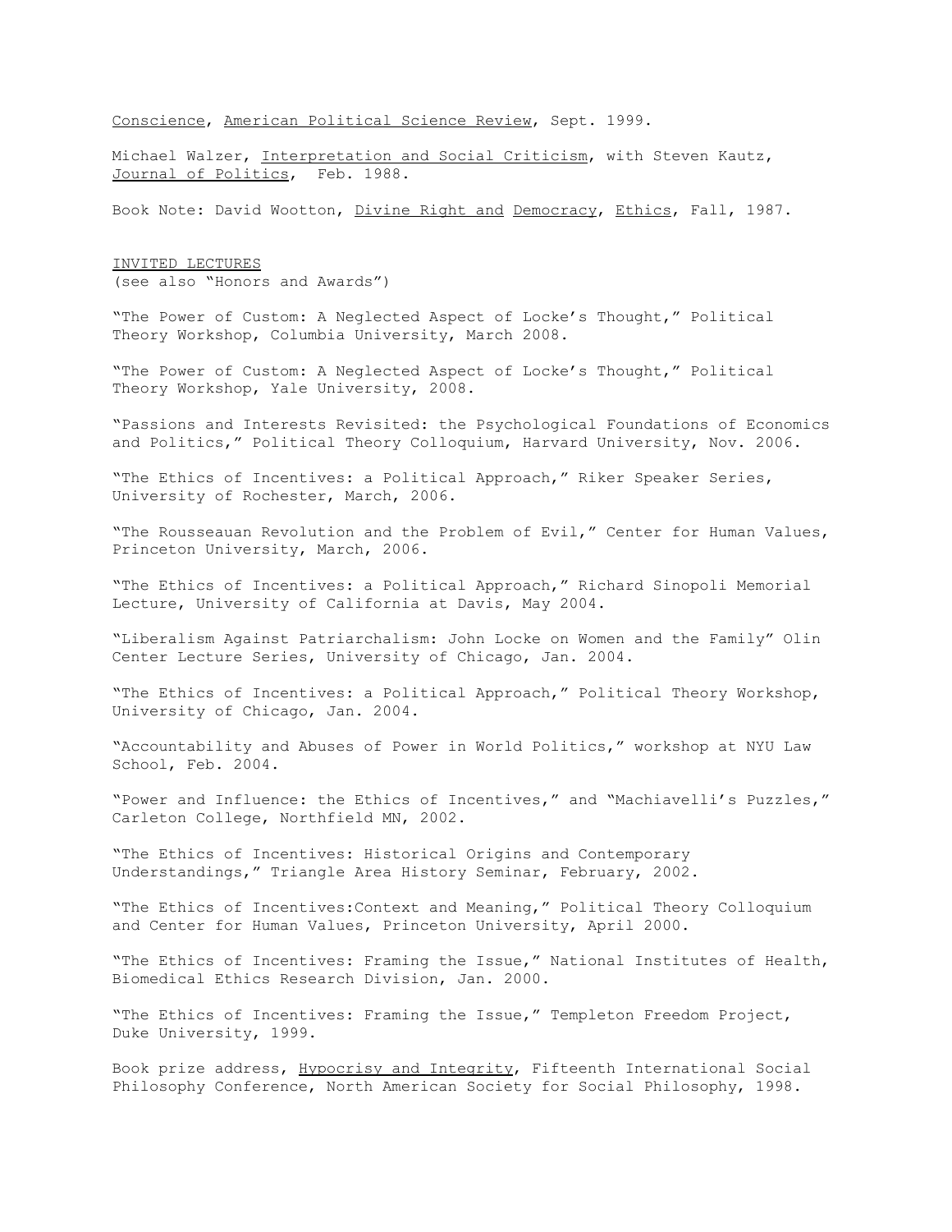Conscience, American Political Science Review, Sept. 1999.

Michael Walzer, Interpretation and Social Criticism, with Steven Kautz, Journal of Politics, Feb. 1988.

Book Note: David Wootton, Divine Right and Democracy, Ethics, Fall, 1987.

## INVITED LECTURES

(see also "Honors and Awards")

"The Power of Custom: A Neglected Aspect of Locke's Thought," Political Theory Workshop, Columbia University, March 2008.

"The Power of Custom: A Neglected Aspect of Locke's Thought," Political Theory Workshop, Yale University, 2008.

"Passions and Interests Revisited: the Psychological Foundations of Economics and Politics," Political Theory Colloquium, Harvard University, Nov. 2006.

"The Ethics of Incentives: a Political Approach," Riker Speaker Series, University of Rochester, March, 2006.

"The Rousseauan Revolution and the Problem of Evil," Center for Human Values, Princeton University, March, 2006.

"The Ethics of Incentives: a Political Approach," Richard Sinopoli Memorial Lecture, University of California at Davis, May 2004.

"Liberalism Against Patriarchalism: John Locke on Women and the Family" Olin Center Lecture Series, University of Chicago, Jan. 2004.

"The Ethics of Incentives: a Political Approach," Political Theory Workshop, University of Chicago, Jan. 2004.

"Accountability and Abuses of Power in World Politics," workshop at NYU Law School, Feb. 2004.

"Power and Influence: the Ethics of Incentives," and "Machiavelli's Puzzles," Carleton College, Northfield MN, 2002.

"The Ethics of Incentives: Historical Origins and Contemporary Understandings," Triangle Area History Seminar, February, 2002.

"The Ethics of Incentives:Context and Meaning," Political Theory Colloquium and Center for Human Values, Princeton University, April 2000.

"The Ethics of Incentives: Framing the Issue," National Institutes of Health, Biomedical Ethics Research Division, Jan. 2000.

"The Ethics of Incentives: Framing the Issue," Templeton Freedom Project, Duke University, 1999.

Book prize address, Hypocrisy and Integrity, Fifteenth International Social Philosophy Conference, North American Society for Social Philosophy, 1998.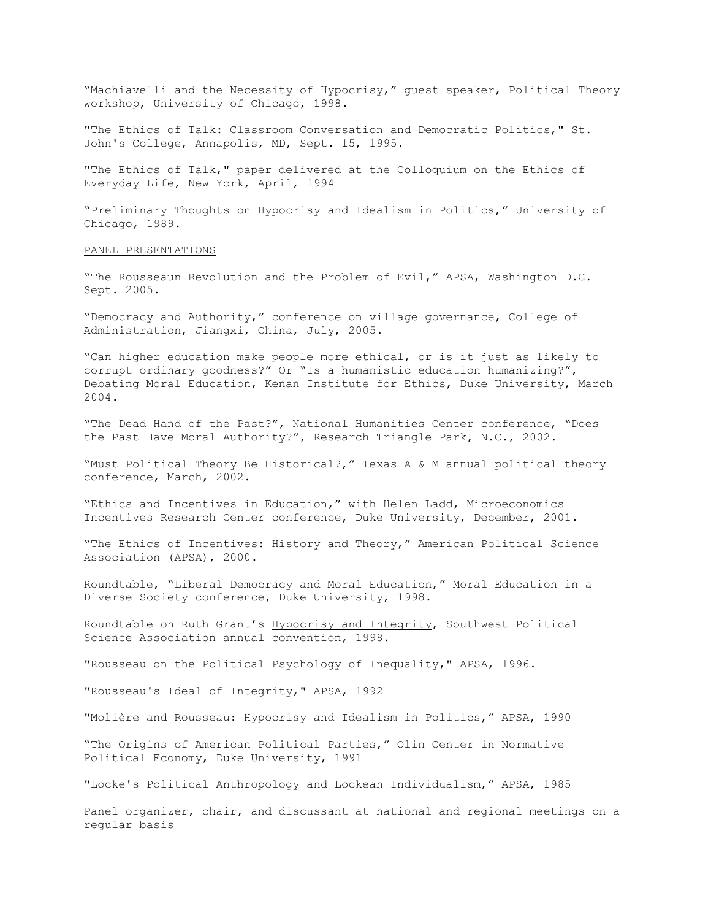"Machiavelli and the Necessity of Hypocrisy," guest speaker, Political Theory workshop, University of Chicago, 1998.

"The Ethics of Talk: Classroom Conversation and Democratic Politics," St. John's College, Annapolis, MD, Sept. 15, 1995.

"The Ethics of Talk," paper delivered at the Colloquium on the Ethics of Everyday Life, New York, April, 1994

"Preliminary Thoughts on Hypocrisy and Idealism in Politics," University of Chicago, 1989.

PANEL PRESENTATIONS

"The Rousseaun Revolution and the Problem of Evil," APSA, Washington D.C. Sept. 2005.

"Democracy and Authority," conference on village governance, College of Administration, Jiangxi, China, July, 2005.

"Can higher education make people more ethical, or is it just as likely to corrupt ordinary goodness?" Or "Is a humanistic education humanizing?", Debating Moral Education, Kenan Institute for Ethics, Duke University, March 2004.

"The Dead Hand of the Past?", National Humanities Center conference, "Does the Past Have Moral Authority?", Research Triangle Park, N.C., 2002.

"Must Political Theory Be Historical?," Texas A & M annual political theory conference, March, 2002.

"Ethics and Incentives in Education," with Helen Ladd, Microeconomics Incentives Research Center conference, Duke University, December, 2001.

"The Ethics of Incentives: History and Theory," American Political Science Association (APSA), 2000.

Roundtable, "Liberal Democracy and Moral Education," Moral Education in a Diverse Society conference, Duke University, 1998.

Roundtable on Ruth Grant's Hypocrisy and Integrity, Southwest Political Science Association annual convention, 1998.

"Rousseau on the Political Psychology of Inequality," APSA, 1996.

"Rousseau's Ideal of Integrity," APSA, 1992

"Molière and Rousseau: Hypocrisy and Idealism in Politics," APSA, 1990

"The Origins of American Political Parties," Olin Center in Normative Political Economy, Duke University, 1991

"Locke's Political Anthropology and Lockean Individualism," APSA, 1985

Panel organizer, chair, and discussant at national and regional meetings on a regular basis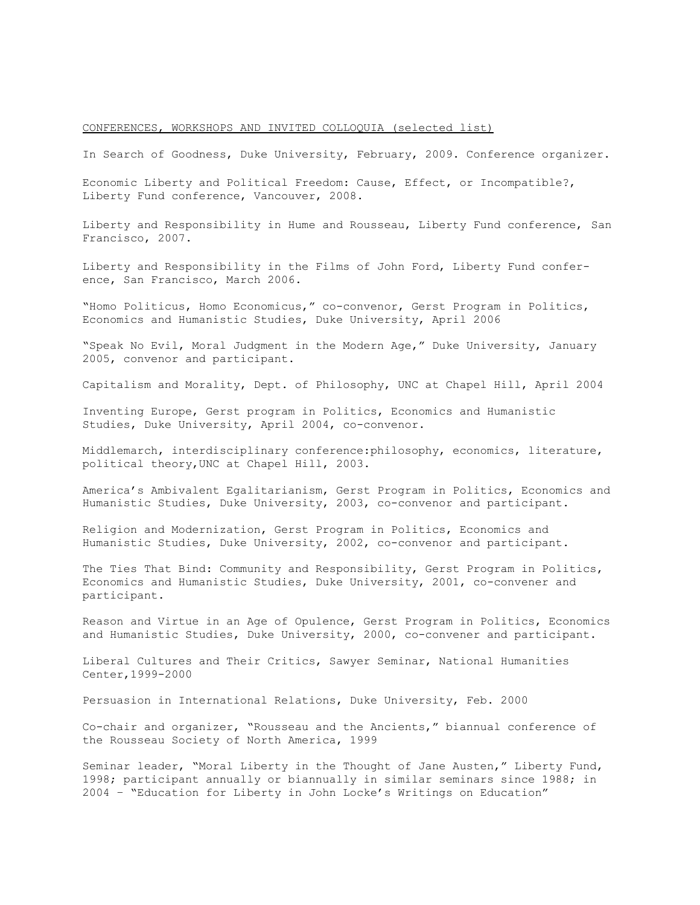## CONFERENCES, WORKSHOPS AND INVITED COLLOQUIA (selected list)

In Search of Goodness, Duke University, February, 2009. Conference organizer.

Economic Liberty and Political Freedom: Cause, Effect, or Incompatible?, Liberty Fund conference, Vancouver, 2008.

Liberty and Responsibility in Hume and Rousseau, Liberty Fund conference, San Francisco, 2007.

Liberty and Responsibility in the Films of John Ford, Liberty Fund conference, San Francisco, March 2006.

"Homo Politicus, Homo Economicus," co-convenor, Gerst Program in Politics, Economics and Humanistic Studies, Duke University, April 2006

"Speak No Evil, Moral Judgment in the Modern Age," Duke University, January 2005, convenor and participant.

Capitalism and Morality, Dept. of Philosophy, UNC at Chapel Hill, April 2004

Inventing Europe, Gerst program in Politics, Economics and Humanistic Studies, Duke University, April 2004, co-convenor.

Middlemarch, interdisciplinary conference:philosophy, economics, literature, political theory,UNC at Chapel Hill, 2003.

America's Ambivalent Egalitarianism, Gerst Program in Politics, Economics and Humanistic Studies, Duke University, 2003, co-convenor and participant.

Religion and Modernization, Gerst Program in Politics, Economics and Humanistic Studies, Duke University, 2002, co-convenor and participant.

The Ties That Bind: Community and Responsibility, Gerst Program in Politics, Economics and Humanistic Studies, Duke University, 2001, co-convener and participant.

Reason and Virtue in an Age of Opulence, Gerst Program in Politics, Economics and Humanistic Studies, Duke University, 2000, co-convener and participant.

Liberal Cultures and Their Critics, Sawyer Seminar, National Humanities Center,1999-2000

Persuasion in International Relations, Duke University, Feb. 2000

Co-chair and organizer, "Rousseau and the Ancients," biannual conference of the Rousseau Society of North America, 1999

Seminar leader, "Moral Liberty in the Thought of Jane Austen," Liberty Fund, 1998; participant annually or biannually in similar seminars since 1988; in 2004 – "Education for Liberty in John Locke's Writings on Education"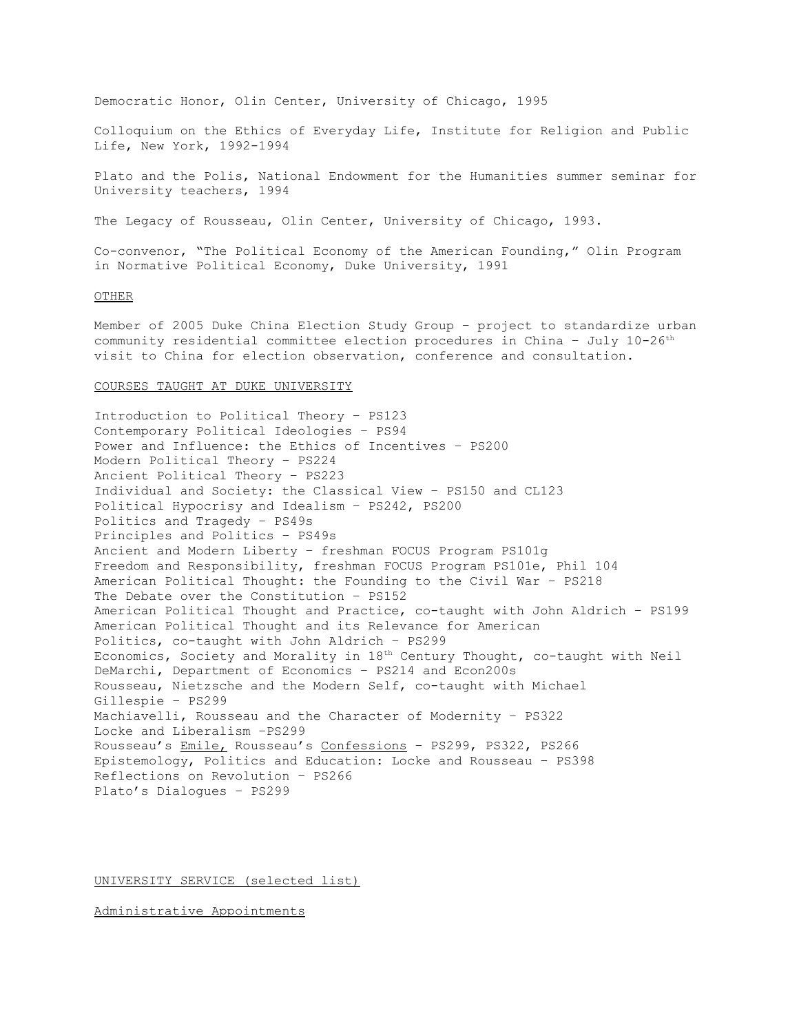Democratic Honor, Olin Center, University of Chicago, 1995

Colloquium on the Ethics of Everyday Life, Institute for Religion and Public Life, New York, 1992-1994

Plato and the Polis, National Endowment for the Humanities summer seminar for University teachers, 1994

The Legacy of Rousseau, Olin Center, University of Chicago, 1993.

Co-convenor, "The Political Economy of the American Founding," Olin Program in Normative Political Economy, Duke University, 1991

OTHER

Member of 2005 Duke China Election Study Group – project to standardize urban community residential committee election procedures in China – July 10-26th visit to China for election observation, conference and consultation.

COURSES TAUGHT AT DUKE UNIVERSITY

Introduction to Political Theory – PS123
Contemporary Political Ideologies – PS94
Power and Influence: the Ethics of Incentives – PS200
Modern Political Theory – PS224
Ancient Political Theory – PS223
Individual and Society: the Classical View – PS150 and CL123
Political Hypocrisy and Idealism – PS242, PS200
Politics and Tragedy – PS49s
Principles and Politics – PS49s
Ancient and Modern Liberty – freshman FOCUS Program PS101g
Freedom and Responsibility, freshman FOCUS Program PS101e, Phil 104
American Political Thought: the Founding to the Civil War – PS218
The Debate over the Constitution – PS152
American Political Thought and Practice, co-taught with John Aldrich – PS199
American Political Thought and its Relevance for American Politics, co-taught with John Aldrich – PS299
Economics, Society and Morality in 18th Century Thought, co-taught with Neil DeMarchi, Department of Economics – PS214 and Econ200s
Rousseau, Nietzsche and the Modern Self, co-taught with Michael Gillespie – PS299
Machiavelli, Rousseau and the Character of Modernity – PS322
Locke and Liberalism –PS299
Rousseau's Emile, Rousseau's Confessions – PS299, PS322, PS266
Epistemology, Politics and Education: Locke and Rousseau – PS398
Reflections on Revolution – PS266
Plato's Dialogues – PS299

UNIVERSITY SERVICE (selected list)

Administrative Appointments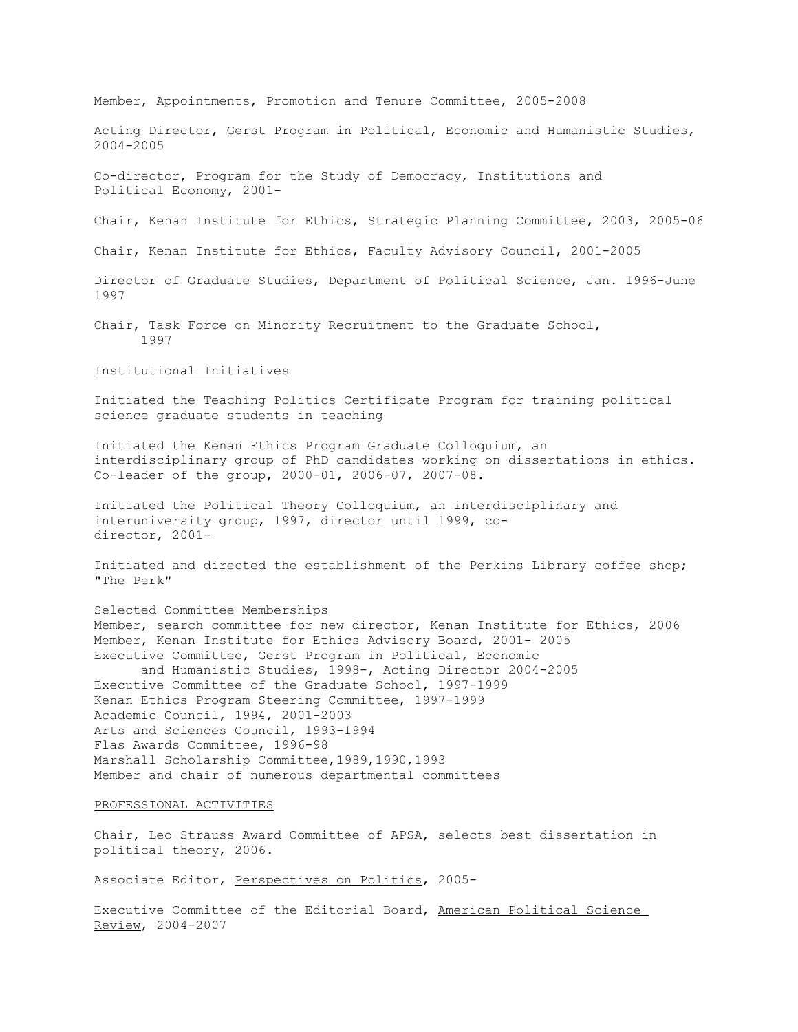Member, Appointments, Promotion and Tenure Committee, 2005-2008

Acting Director, Gerst Program in Political, Economic and Humanistic Studies, 2004-2005

Co-director, Program for the Study of Democracy, Institutions and Political Economy, 2001-

Chair, Kenan Institute for Ethics, Strategic Planning Committee, 2003, 2005-06

Chair, Kenan Institute for Ethics, Faculty Advisory Council, 2001-2005

Director of Graduate Studies, Department of Political Science, Jan. 1996-June 1997

Chair, Task Force on Minority Recruitment to the Graduate School, 1997

## Institutional Initiatives

Initiated the Teaching Politics Certificate Program for training political science graduate students in teaching

Initiated the Kenan Ethics Program Graduate Colloquium, an interdisciplinary group of PhD candidates working on dissertations in ethics. Co-leader of the group, 2000-01, 2006-07, 2007-08.

Initiated the Political Theory Colloquium, an interdisciplinary and interuniversity group, 1997, director until 1999, co-director, 2001-

Initiated and directed the establishment of the Perkins Library coffee shop; "The Perk"

## Selected Committee Memberships

Member, search committee for new director, Kenan Institute for Ethics, 2006
Member, Kenan Institute for Ethics Advisory Board, 2001- 2005
Executive Committee, Gerst Program in Political, Economic and Humanistic Studies, 1998-, Acting Director 2004-2005
Executive Committee of the Graduate School, 1997-1999
Kenan Ethics Program Steering Committee, 1997-1999
Academic Council, 1994, 2001-2003
Arts and Sciences Council, 1993-1994
Flas Awards Committee, 1996-98
Marshall Scholarship Committee,1989,1990,1993
Member and chair of numerous departmental committees

## PROFESSIONAL ACTIVITIES

Chair, Leo Strauss Award Committee of APSA, selects best dissertation in political theory, 2006.

Associate Editor, *Perspectives on Politics*, 2005-

Executive Committee of the Editorial Board, *American Political Science Review*, 2004-2007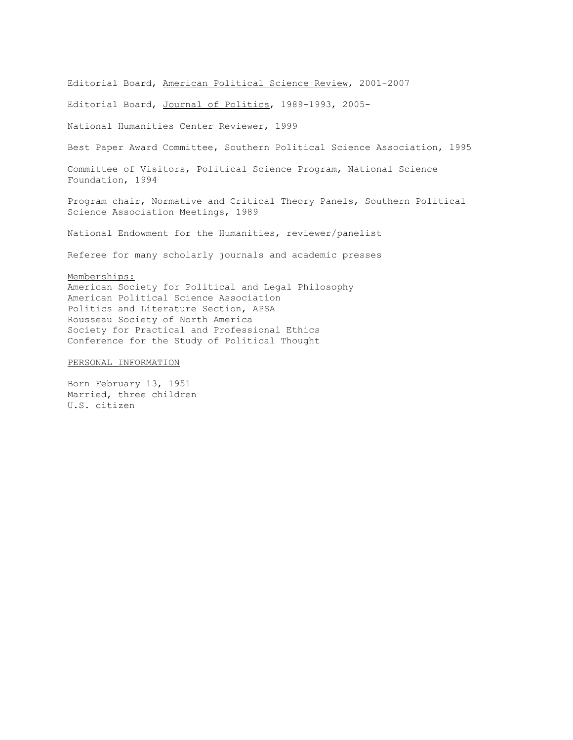Editorial Board, *American Political Science Review*, 2001-2007

Editorial Board, *Journal of Politics*, 1989-1993, 2005-

National Humanities Center Reviewer, 1999

Best Paper Award Committee, Southern Political Science Association, 1995

Committee of Visitors, Political Science Program, National Science Foundation, 1994

Program chair, Normative and Critical Theory Panels, Southern Political Science Association Meetings, 1989

National Endowment for the Humanities, reviewer/panelist

Referee for many scholarly journals and academic presses

Memberships:
American Society for Political and Legal Philosophy
American Political Science Association
Politics and Literature Section, APSA
Rousseau Society of North America
Society for Practical and Professional Ethics
Conference for the Study of Political Thought

## PERSONAL INFORMATION

Born February 13, 1951
Married, three children
U.S. citizen